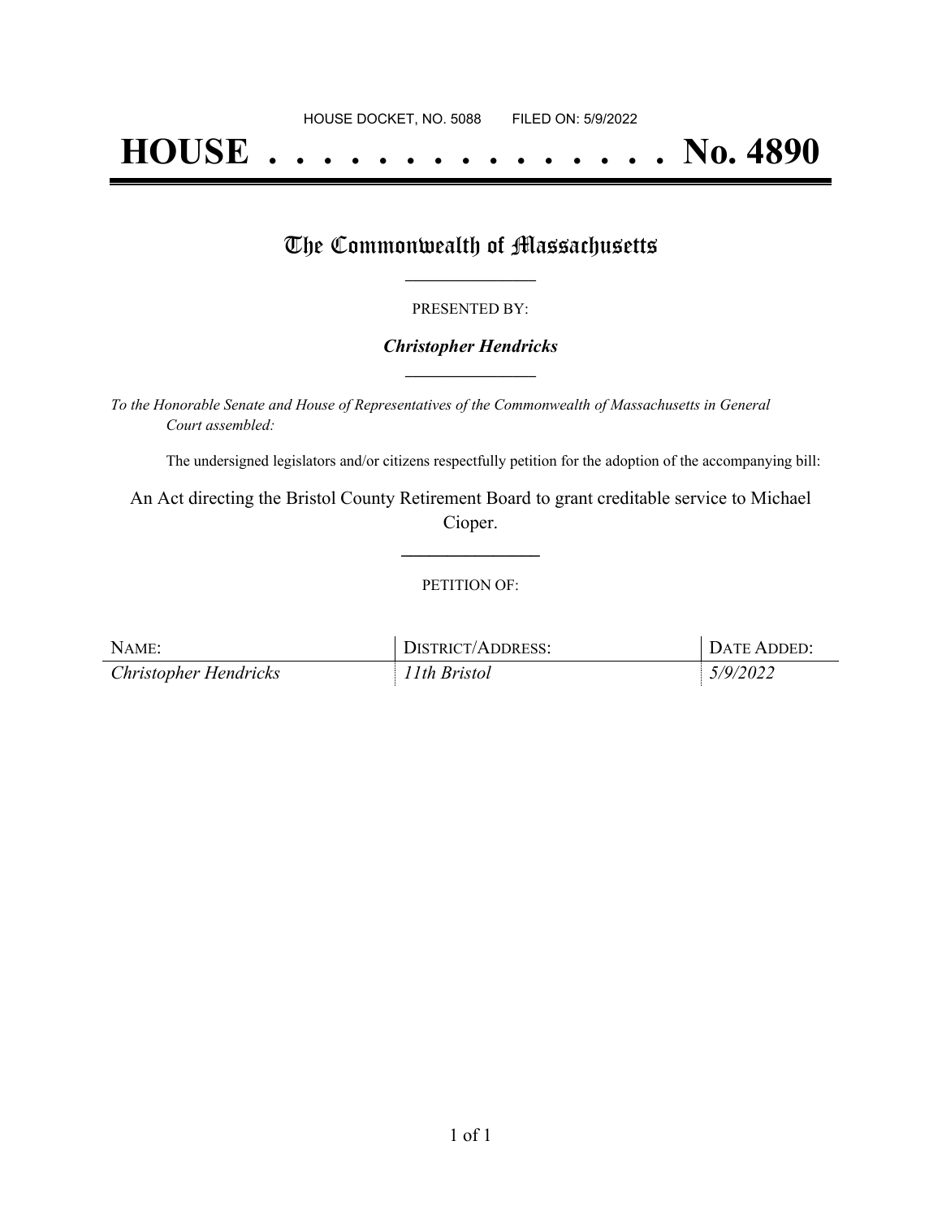HOUSE DOCKET, NO. 5088 FILED ON: 5/9/2022

# HOUSE . . . . . . . . . . . . . . . No. 4890

## The Commonwealth of Massachusetts

PRESENTED BY:

***Christopher Hendricks***

*To the Honorable Senate and House of Representatives of the Commonwealth of Massachusetts in General Court assembled:*

The undersigned legislators and/or citizens respectfully petition for the adoption of the accompanying bill:

An Act directing the Bristol County Retirement Board to grant creditable service to Michael Cioper.

PETITION OF:

| NAME: | DISTRICT/ADDRESS: | DATE ADDED: |
| --- | --- | --- |
| *Christopher Hendricks* | *11th Bristol* | *5/9/2022* |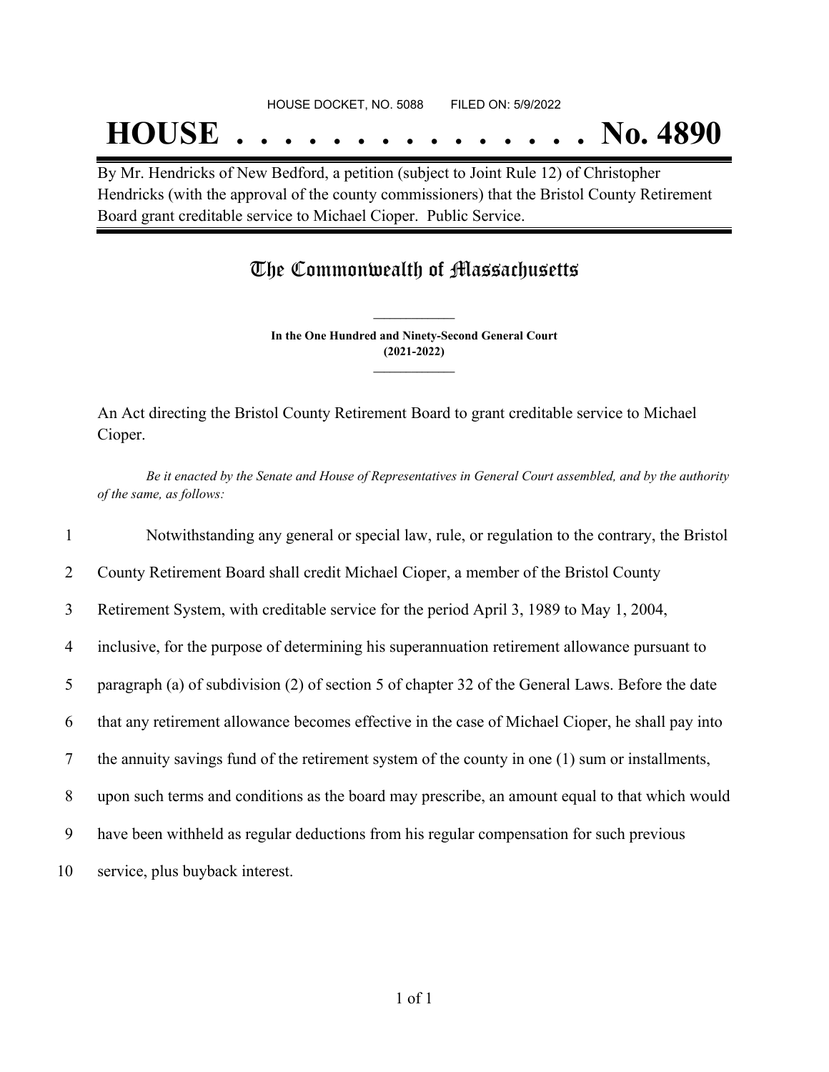HOUSE DOCKET, NO. 5088 FILED ON: 5/9/2022

# HOUSE . . . . . . . . . . . . . . . No. 4890

By Mr. Hendricks of New Bedford, a petition (subject to Joint Rule 12) of Christopher Hendricks (with the approval of the county commissioners) that the Bristol County Retirement Board grant creditable service to Michael Cioper. Public Service.

## The Commonwealth of Massachusetts

**In the One Hundred and Ninety-Second General Court (2021-2022)**

An Act directing the Bristol County Retirement Board to grant creditable service to Michael Cioper.

*Be it enacted by the Senate and House of Representatives in General Court assembled, and by the authority of the same, as follows:*

1 Notwithstanding any general or special law, rule, or regulation to the contrary, the Bristol
2 County Retirement Board shall credit Michael Cioper, a member of the Bristol County
3 Retirement System, with creditable service for the period April 3, 1989 to May 1, 2004,
4 inclusive, for the purpose of determining his superannuation retirement allowance pursuant to
5 paragraph (a) of subdivision (2) of section 5 of chapter 32 of the General Laws. Before the date
6 that any retirement allowance becomes effective in the case of Michael Cioper, he shall pay into
7 the annuity savings fund of the retirement system of the county in one (1) sum or installments,
8 upon such terms and conditions as the board may prescribe, an amount equal to that which would
9 have been withheld as regular deductions from his regular compensation for such previous
10 service, plus buyback interest.